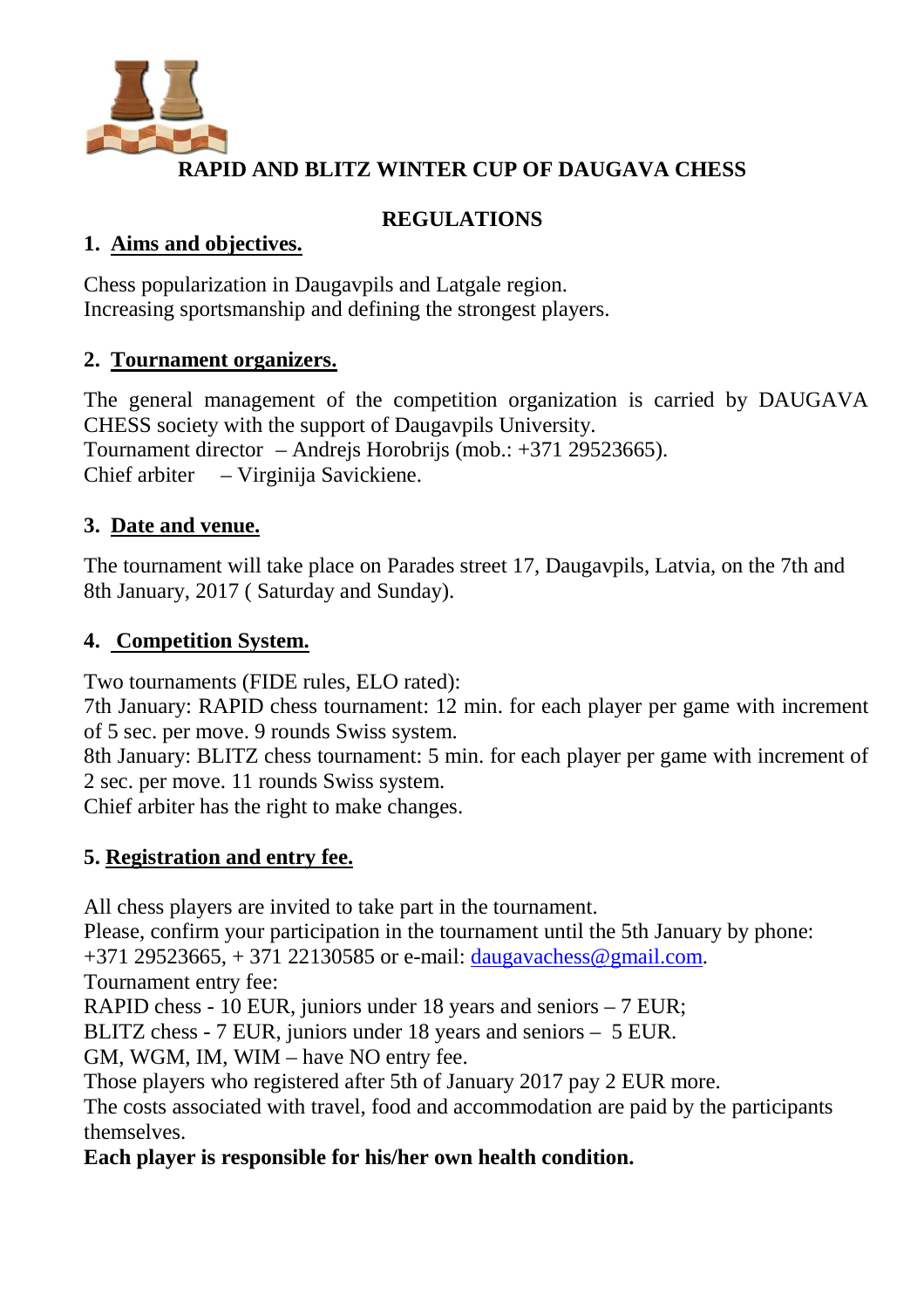# RAPID AND BLITZ WINTER CUP OF DAUGAVA CHESS

## REGULATIONS

### 1. Aims and objectives.

Chess popularization in Daugavpils and Latgale region.
Increasing sportsmanship and defining the strongest players.

### 2. Tournament organizers.

The general management of the competition organization is carried by DAUGAVA CHESS society with the support of Daugavpils University.
Tournament director – Andrejs Horobrijs (mob.: +371 29523665).
Chief arbiter – Virginija Savickiene.

### 3. Date and venue.

The tournament will take place on Parades street 17, Daugavpils, Latvia, on the 7th and 8th January, 2017 ( Saturday and Sunday).

### 4. Competition System.

Two tournaments (FIDE rules, ELO rated):
7th January: RAPID chess tournament: 12 min. for each player per game with increment of 5 sec. per move. 9 rounds Swiss system.
8th January: BLITZ chess tournament: 5 min. for each player per game with increment of 2 sec. per move. 11 rounds Swiss system.
Chief arbiter has the right to make changes.

### 5. Registration and entry fee.

All chess players are invited to take part in the tournament.
Please, confirm your participation in the tournament until the 5th January by phone: +371 29523665, + 371 22130585 or e-mail: daugavachess@gmail.com.
Tournament entry fee:
RAPID chess - 10 EUR, juniors under 18 years and seniors – 7 EUR;
BLITZ chess - 7 EUR, juniors under 18 years and seniors – 5 EUR.
GM, WGM, IM, WIM – have NO entry fee.
Those players who registered after 5th of January 2017 pay 2 EUR more.
The costs associated with travel, food and accommodation are paid by the participants themselves.
**Each player is responsible for his/her own health condition.**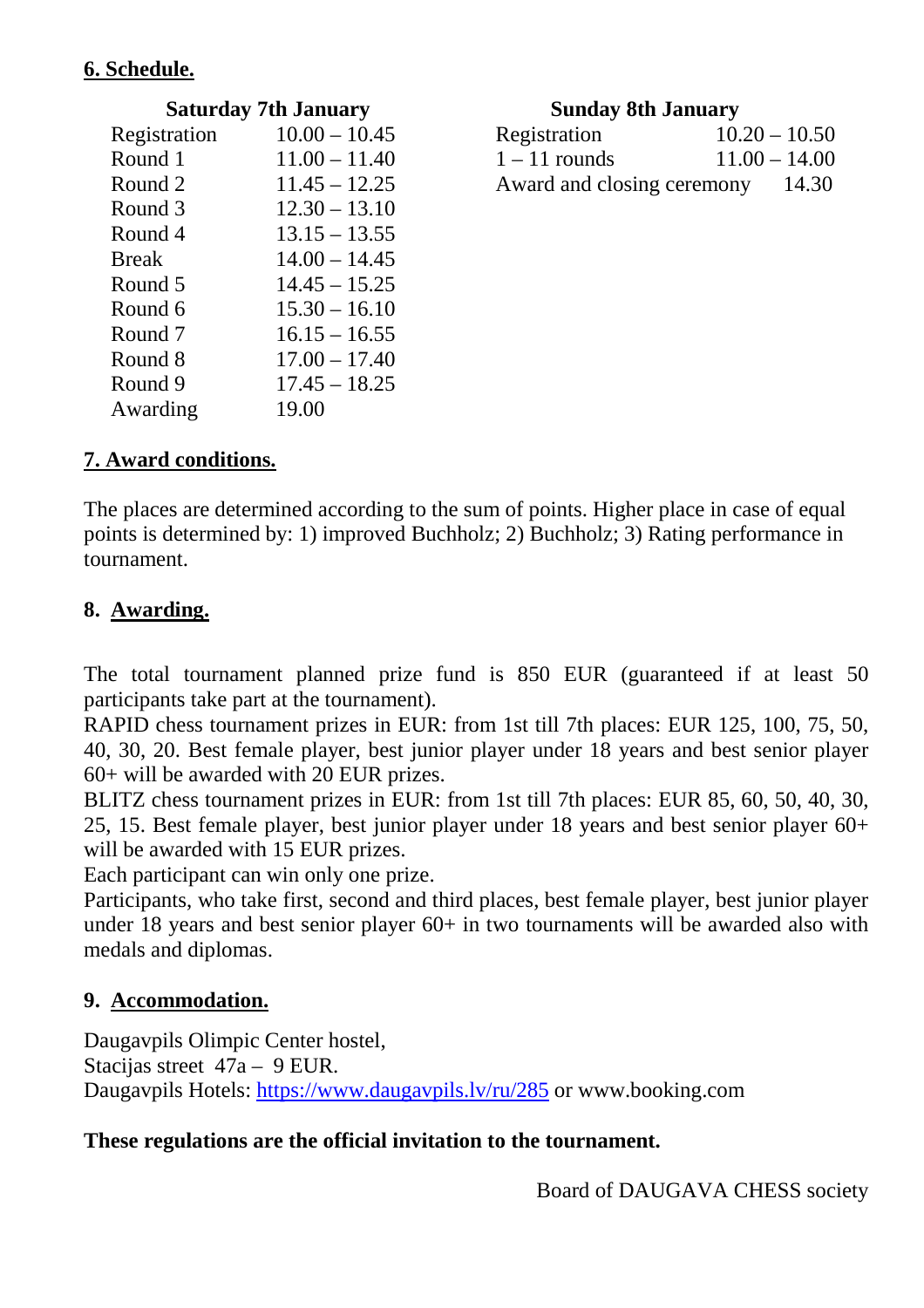## 6. Schedule.

**Saturday 7th January**

| | |
|---|---|
| Registration | 10.00 – 10.45 |
| Round 1 | 11.00 – 11.40 |
| Round 2 | 11.45 – 12.25 |
| Round 3 | 12.30 – 13.10 |
| Round 4 | 13.15 – 13.55 |
| Break | 14.00 – 14.45 |
| Round 5 | 14.45 – 15.25 |
| Round 6 | 15.30 – 16.10 |
| Round 7 | 16.15 – 16.55 |
| Round 8 | 17.00 – 17.40 |
| Round 9 | 17.45 – 18.25 |
| Awarding | 19.00 |

**Sunday 8th January**

| | |
|---|---|
| Registration | 10.20 – 10.50 |
| 1 – 11 rounds | 11.00 – 14.00 |
| Award and closing ceremony | 14.30 |

## 7. Award conditions.

The places are determined according to the sum of points. Higher place in case of equal points is determined by: 1) improved Buchholz; 2) Buchholz; 3) Rating performance in tournament.

## 8. Awarding.

The total tournament planned prize fund is 850 EUR (guaranteed if at least 50 participants take part at the tournament).

RAPID chess tournament prizes in EUR: from 1st till 7th places: EUR 125, 100, 75, 50, 40, 30, 20. Best female player, best junior player under 18 years and best senior player 60+ will be awarded with 20 EUR prizes.

BLITZ chess tournament prizes in EUR: from 1st till 7th places: EUR 85, 60, 50, 40, 30, 25, 15. Best female player, best junior player under 18 years and best senior player 60+ will be awarded with 15 EUR prizes.

Each participant can win only one prize.

Participants, who take first, second and third places, best female player, best junior player under 18 years and best senior player 60+ in two tournaments will be awarded also with medals and diplomas.

## 9. Accommodation.

Daugavpils Olimpic Center hostel,
Stacijas street 47a – 9 EUR.
Daugavpils Hotels: https://www.daugavpils.lv/ru/285 or www.booking.com

**These regulations are the official invitation to the tournament.**

Board of DAUGAVA CHESS society